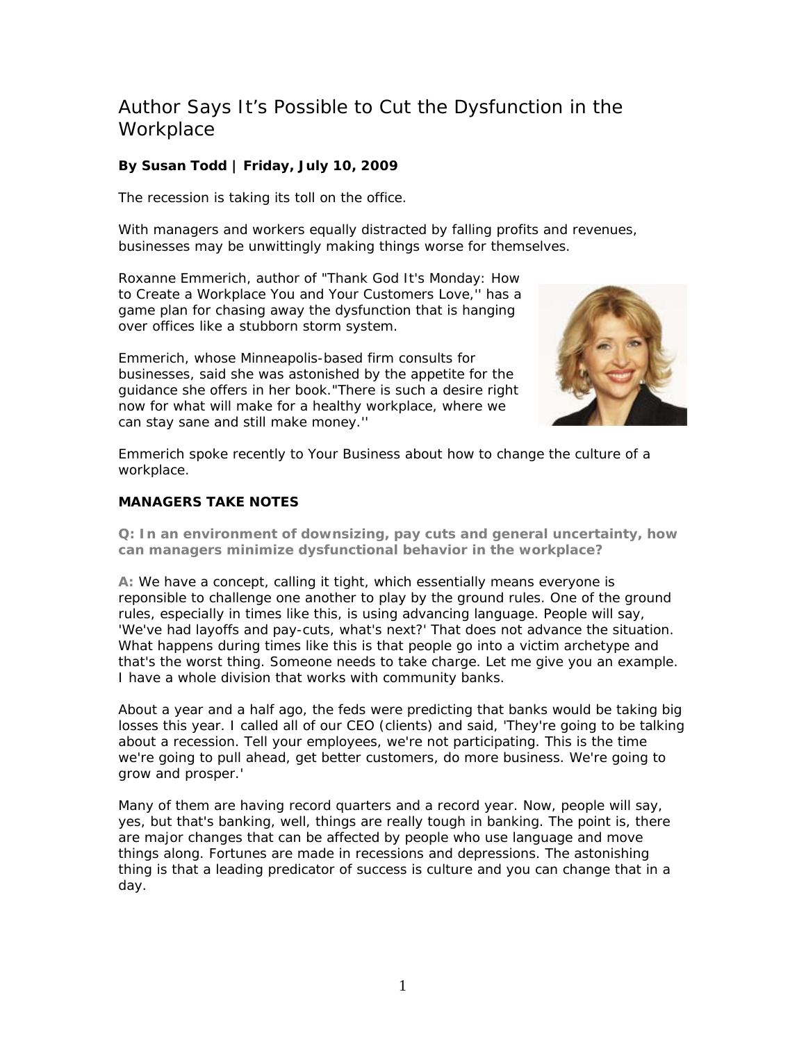# Author Says It's Possible to Cut the Dysfunction in the Workplace

**By Susan Todd | Friday, July 10, 2009**

The recession is taking its toll on the office.

With managers and workers equally distracted by falling profits and revenues, businesses may be unwittingly making things worse for themselves.

Roxanne Emmerich, author of "Thank God It's Monday: How to Create a Workplace You and Your Customers Love,'' has a game plan for chasing away the dysfunction that is hanging over offices like a stubborn storm system.

Emmerich, whose Minneapolis-based firm consults for businesses, said she was astonished by the appetite for the guidance she offers in her book."There is such a desire right now for what will make for a healthy workplace, where we can stay sane and still make money.''

Emmerich spoke recently to Your Business about how to change the culture of a workplace.

## MANAGERS TAKE NOTES

**Q: In an environment of downsizing, pay cuts and general uncertainty, how can managers minimize dysfunctional behavior in the workplace?**

**A:** We have a concept, calling it tight, which essentially means everyone is reponsible to challenge one another to play by the ground rules. One of the ground rules, especially in times like this, is using advancing language. People will say, 'We've had layoffs and pay-cuts, what's next?' That does not advance the situation. What happens during times like this is that people go into a victim archetype and that's the worst thing. Someone needs to take charge. Let me give you an example. I have a whole division that works with community banks.

About a year and a half ago, the feds were predicting that banks would be taking big losses this year. I called all of our CEO (clients) and said, 'They're going to be talking about a recession. Tell your employees, we're not participating. This is the time we're going to pull ahead, get better customers, do more business. We're going to grow and prosper.'

Many of them are having record quarters and a record year. Now, people will say, yes, but that's banking, well, things are really tough in banking. The point is, there are major changes that can be affected by people who use language and move things along. Fortunes are made in recessions and depressions. The astonishing thing is that a leading predicator of success is culture and you can change that in a day.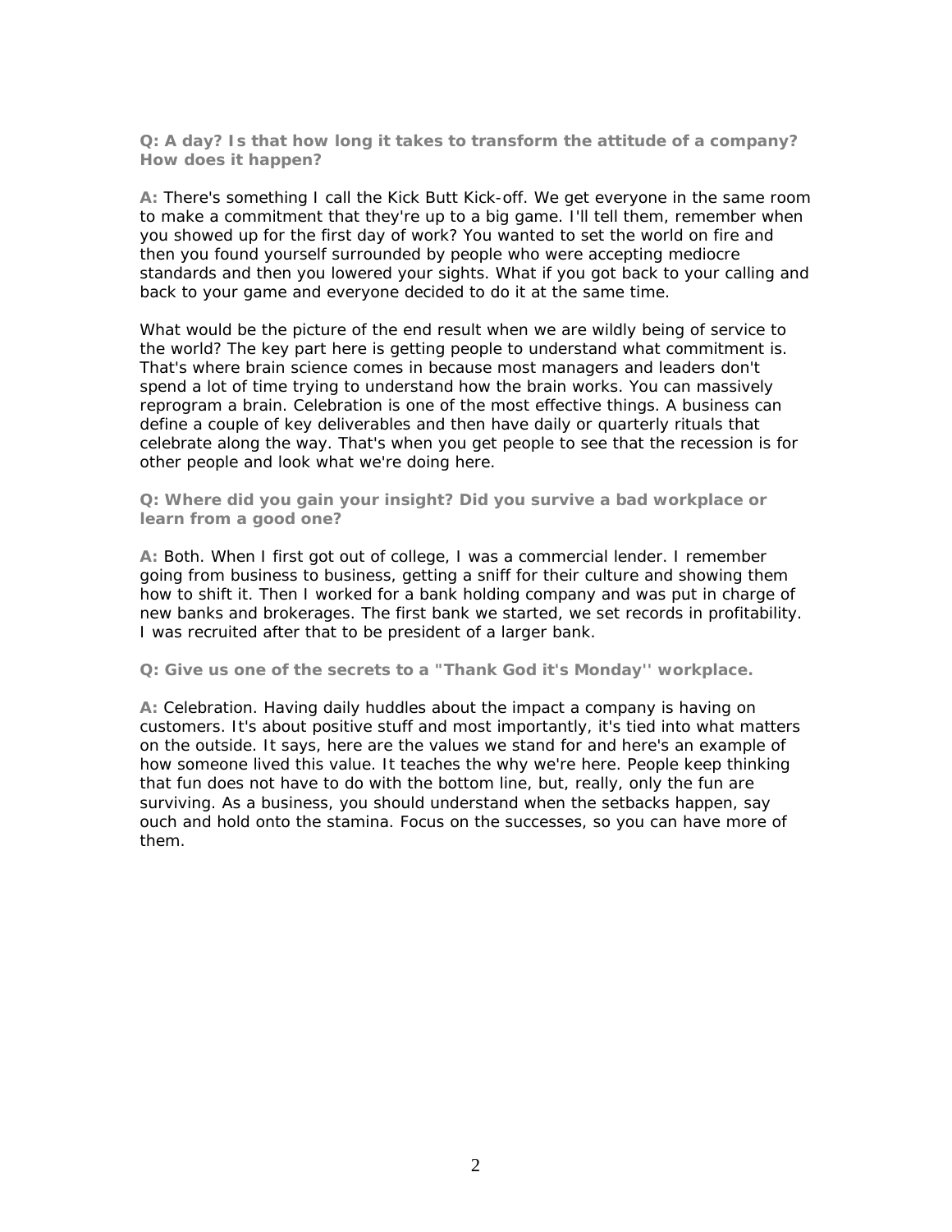**Q: A day? Is that how long it takes to transform the attitude of a company? How does it happen?**

**A:** There's something I call the Kick Butt Kick-off. We get everyone in the same room to make a commitment that they're up to a big game. I'll tell them, remember when you showed up for the first day of work? You wanted to set the world on fire and then you found yourself surrounded by people who were accepting mediocre standards and then you lowered your sights. What if you got back to your calling and back to your game and everyone decided to do it at the same time.

What would be the picture of the end result when we are wildly being of service to the world? The key part here is getting people to understand what commitment is. That's where brain science comes in because most managers and leaders don't spend a lot of time trying to understand how the brain works. You can massively reprogram a brain. Celebration is one of the most effective things. A business can define a couple of key deliverables and then have daily or quarterly rituals that celebrate along the way. That's when you get people to see that the recession is for other people and look what we're doing here.

**Q: Where did you gain your insight? Did you survive a bad workplace or learn from a good one?**

**A:** Both. When I first got out of college, I was a commercial lender. I remember going from business to business, getting a sniff for their culture and showing them how to shift it. Then I worked for a bank holding company and was put in charge of new banks and brokerages. The first bank we started, we set records in profitability. I was recruited after that to be president of a larger bank.

**Q: Give us one of the secrets to a "Thank God it's Monday'' workplace.**

**A:** Celebration. Having daily huddles about the impact a company is having on customers. It's about positive stuff and most importantly, it's tied into what matters on the outside. It says, here are the values we stand for and here's an example of how someone lived this value. It teaches the why we're here. People keep thinking that fun does not have to do with the bottom line, but, really, only the fun are surviving. As a business, you should understand when the setbacks happen, say ouch and hold onto the stamina. Focus on the successes, so you can have more of them.